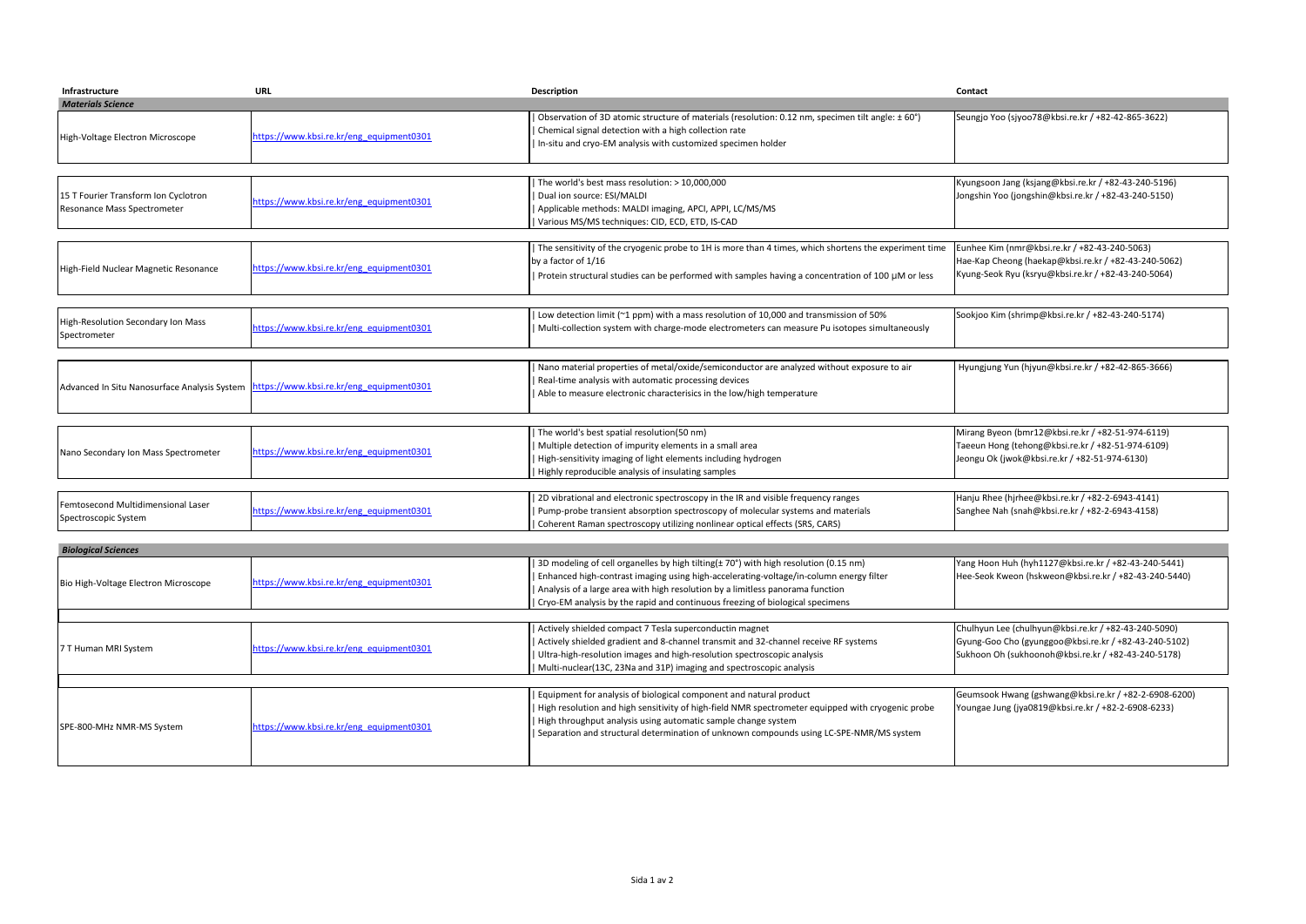| Infrastructure | URL | Description | Contact |
|---|---|---|---|
| ***Materials Science*** | | | |
| High-Voltage Electron Microscope | https://www.kbsi.re.kr/eng_equipment0301 | Observation of 3D atomic structure of materials (resolution: 0.12 nm, specimen tilt angle: ± 60°)<br>Chemical signal detection with a high collection rate<br>In-situ and cryo-EM analysis with customized specimen holder | Seungjo Yoo (sjyoo78@kbsi.re.kr / +82-42-865-3622) |
| 15 T Fourier Transform Ion Cyclotron Resonance Mass Spectrometer | https://www.kbsi.re.kr/eng_equipment0301 | The world's best mass resolution: > 10,000,000<br>Dual ion source: ESI/MALDI<br>Applicable methods: MALDI imaging, APCI, APPI, LC/MS/MS<br>Various MS/MS techniques: CID, ECD, ETD, IS-CAD | Kyungsoon Jang (ksjang@kbsi.re.kr / +82-43-240-5196)<br>Jongshin Yoo (jongshin@kbsi.re.kr / +82-43-240-5150) |
| High-Field Nuclear Magnetic Resonance | https://www.kbsi.re.kr/eng_equipment0301 | The sensitivity of the cryogenic probe to 1H is more than 4 times, which shortens the experiment time by a factor of 1/16<br>Protein structural studies can be performed with samples having a concentration of 100 µM or less | Eunhee Kim (nmr@kbsi.re.kr / +82-43-240-5063)<br>Hae-Kap Cheong (haekap@kbsi.re.kr / +82-43-240-5062)<br>Kyung-Seok Ryu (ksryu@kbsi.re.kr / +82-43-240-5064) |
| High-Resolution Secondary Ion Mass Spectrometer | https://www.kbsi.re.kr/eng_equipment0301 | Low detection limit (~1 ppm) with a mass resolution of 10,000 and transmission of 50%<br>Multi-collection system with charge-mode electrometers can measure Pu isotopes simultaneously | Sookjoo Kim (shrimp@kbsi.re.kr / +82-43-240-5174) |
| Advanced In Situ Nanosurface Analysis System | https://www.kbsi.re.kr/eng_equipment0301 | Nano material properties of metal/oxide/semiconductor are analyzed without exposure to air<br>Real-time analysis with automatic processing devices<br>Able to measure electronic characterisics in the low/high temperature | Hyungjung Yun (hjyun@kbsi.re.kr / +82-42-865-3666) |
| Nano Secondary Ion Mass Spectrometer | https://www.kbsi.re.kr/eng_equipment0301 | The world's best spatial resolution(50 nm)<br>Multiple detection of impurity elements in a small area<br>High-sensitivity imaging of light elements including hydrogen<br>Highly reproducible analysis of insulating samples | Mirang Byeon (bmr12@kbsi.re.kr / +82-51-974-6119)<br>Taeeun Hong (tehong@kbsi.re.kr / +82-51-974-6109)<br>Jeongu Ok (jwok@kbsi.re.kr / +82-51-974-6130) |
| Femtosecond Multidimensional Laser Spectroscopic System | https://www.kbsi.re.kr/eng_equipment0301 | 2D vibrational and electronic spectroscopy in the IR and visible frequency ranges<br>Pump-probe transient absorption spectroscopy of molecular systems and materials<br>Coherent Raman spectroscopy utilizing nonlinear optical effects (SRS, CARS) | Hanju Rhee (hjrhee@kbsi.re.kr / +82-2-6943-4141)<br>Sanghee Nah (snah@kbsi.re.kr / +82-2-6943-4158) |
| ***Biological Sciences*** | | | |
| Bio High-Voltage Electron Microscope | https://www.kbsi.re.kr/eng_equipment0301 | 3D modeling of cell organelles by high tilting(± 70°) with high resolution (0.15 nm)<br>Enhanced high-contrast imaging using high-accelerating-voltage/in-column energy filter<br>Analysis of a large area with high resolution by a limitless panorama function<br>Cryo-EM analysis by the rapid and continuous freezing of biological specimens | Yang Hoon Huh (hyh1127@kbsi.re.kr / +82-43-240-5441)<br>Hee-Seok Kweon (hskweon@kbsi.re.kr / +82-43-240-5440) |
| 7 T Human MRI System | https://www.kbsi.re.kr/eng_equipment0301 | Actively shielded compact 7 Tesla superconductin magnet<br>Actively shielded gradient and 8-channel transmit and 32-channel receive RF systems<br>Ultra-high-resolution images and high-resolution spectroscopic analysis<br>Multi-nuclear(13C, 23Na and 31P) imaging and spectroscopic analysis | Chulhyun Lee (chulhyun@kbsi.re.kr / +82-43-240-5090)<br>Gyung-Goo Cho (gyunggoo@kbsi.re.kr / +82-43-240-5102)<br>Sukhoon Oh (sukhoonoh@kbsi.re.kr / +82-43-240-5178) |
| SPE-800-MHz NMR-MS System | https://www.kbsi.re.kr/eng_equipment0301 | Equipment for analysis of biological component and natural product<br>High resolution and high sensitivity of high-field NMR spectrometer equipped with cryogenic probe<br>High throughput analysis using automatic sample change system<br>Separation and structural determination of unknown compounds using LC-SPE-NMR/MS system | Geumsook Hwang (gshwang@kbsi.re.kr / +82-2-6908-6200)<br>Youngae Jung (jya0819@kbsi.re.kr / +82-2-6908-6233) |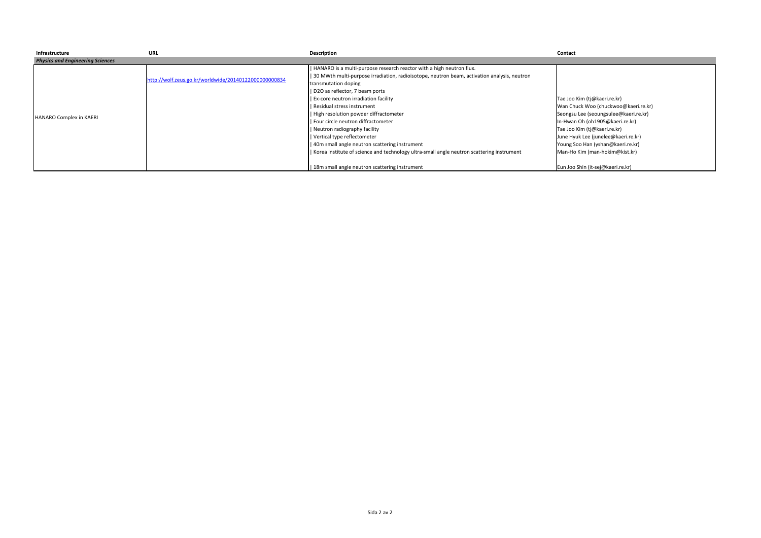| Infrastructure | URL | Description | Contact |
|---|---|---|---|
| ***Physics and Engineering Sciences*** | | | |
| HANARO Complex in KAERI | http://wolf.zeus.go.kr/worldwide/20140122000000000834 | \| HANARO is a multi-purpose research reactor with a high neutron flux.<br>\| 30 MWth multi-purpose irradiation, radioisotope, neutron beam, activation analysis, neutron transmutation doping<br>\| D2O as reflector, 7 beam ports<br>\| Ex-core neutron irradiation facility<br>\| Residual stress instrument<br>\| High resolution powder diffractometer<br>\| Four circle neutron diffractometer<br>\| Neutron radiography facility<br>\| Vertical type reflectometer<br>\| 40m small angle neutron scattering instrument<br>\| Korea institute of science and technology ultra-small angle neutron scattering instrument<br>\| 18m small angle neutron scattering instrument | Tae Joo Kim (tj@kaeri.re.kr)<br>Wan Chuck Woo (chuckwoo@kaeri.re.kr)<br>Seongsu Lee (seoungsulee@kaeri.re.kr)<br>In-Hwan Oh (oh1905@kaeri.re.kr)<br>Tae Joo Kim (tj@kaeri.re.kr)<br>June Hyuk Lee (junelee@kaeri.re.kr)<br>Young Soo Han (yshan@kaeri.re.kr)<br>Man-Ho Kim (man-hokim@kist.kr)<br>Eun Joo Shin (it-sej@kaeri.re.kr) |